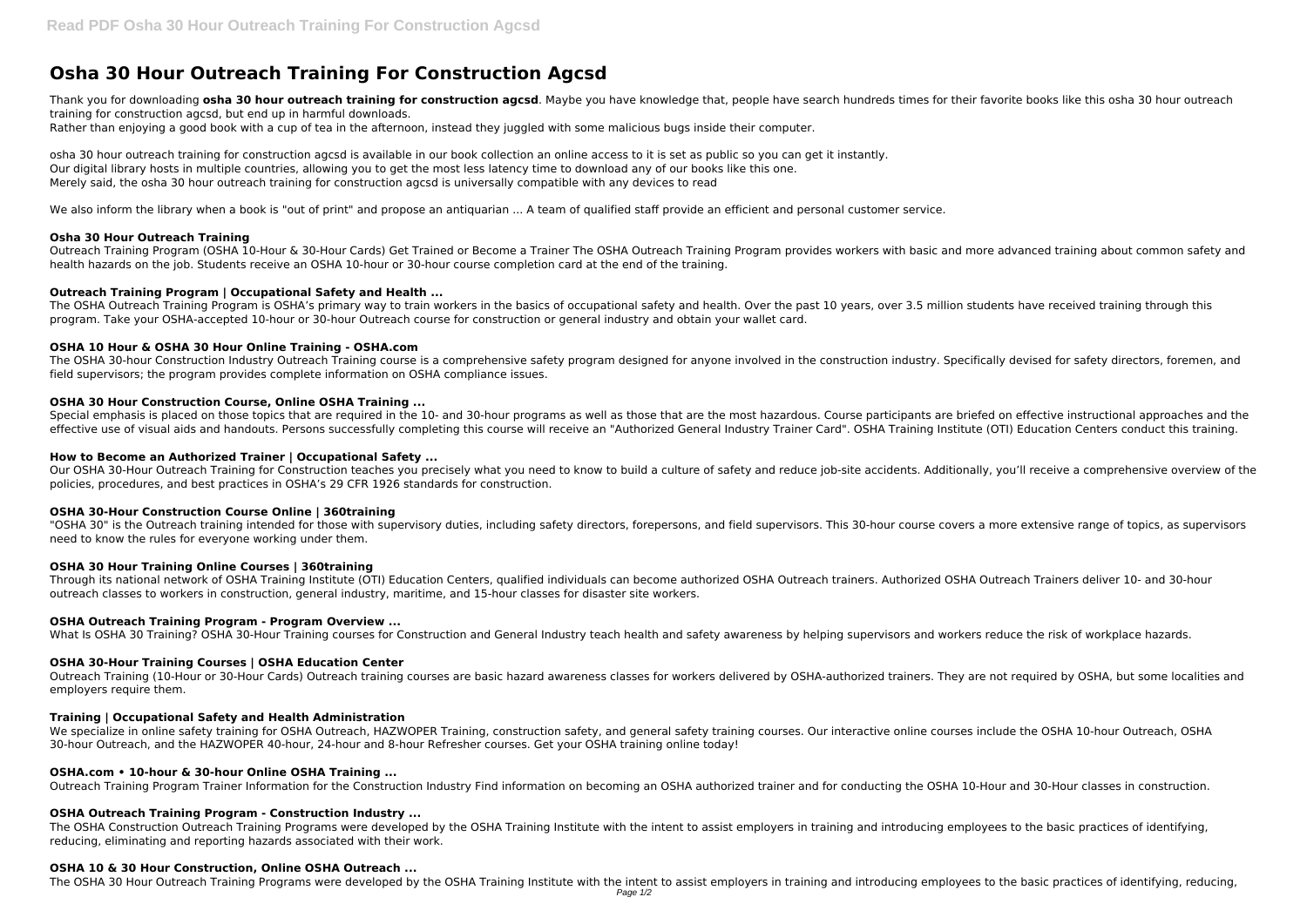# Osha 30 Hour Outreach Training For Construction Agcsd

Thank you for downloading **osha 30 hour outreach training for construction agcsd**. Maybe you have knowledge that, people have search hundreds times for their favorite books like this osha 30 hour outreach training for construction agcsd, but end up in harmful downloads.
Rather than enjoying a good book with a cup of tea in the afternoon, instead they juggled with some malicious bugs inside their computer.

osha 30 hour outreach training for construction agcsd is available in our book collection an online access to it is set as public so you can get it instantly.
Our digital library hosts in multiple countries, allowing you to get the most less latency time to download any of our books like this one.
Merely said, the osha 30 hour outreach training for construction agcsd is universally compatible with any devices to read

We also inform the library when a book is "out of print" and propose an antiquarian ... A team of qualified staff provide an efficient and personal customer service.

### Osha 30 Hour Outreach Training

Outreach Training Program (OSHA 10-Hour & 30-Hour Cards) Get Trained or Become a Trainer The OSHA Outreach Training Program provides workers with basic and more advanced training about common safety and health hazards on the job. Students receive an OSHA 10-hour or 30-hour course completion card at the end of the training.

### Outreach Training Program | Occupational Safety and Health ...

The OSHA Outreach Training Program is OSHA's primary way to train workers in the basics of occupational safety and health. Over the past 10 years, over 3.5 million students have received training through this program. Take your OSHA-accepted 10-hour or 30-hour Outreach course for construction or general industry and obtain your wallet card.

### OSHA 10 Hour & OSHA 30 Hour Online Training - OSHA.com

The OSHA 30-hour Construction Industry Outreach Training course is a comprehensive safety program designed for anyone involved in the construction industry. Specifically devised for safety directors, foremen, and field supervisors; the program provides complete information on OSHA compliance issues.

### OSHA 30 Hour Construction Course, Online OSHA Training ...

Special emphasis is placed on those topics that are required in the 10- and 30-hour programs as well as those that are the most hazardous. Course participants are briefed on effective instructional approaches and the effective use of visual aids and handouts. Persons successfully completing this course will receive an "Authorized General Industry Trainer Card". OSHA Training Institute (OTI) Education Centers conduct this training.

### How to Become an Authorized Trainer | Occupational Safety ...

Our OSHA 30-Hour Outreach Training for Construction teaches you precisely what you need to know to build a culture of safety and reduce job-site accidents. Additionally, you'll receive a comprehensive overview of the policies, procedures, and best practices in OSHA's 29 CFR 1926 standards for construction.

### OSHA 30-Hour Construction Course Online | 360training

"OSHA 30" is the Outreach training intended for those with supervisory duties, including safety directors, forepersons, and field supervisors. This 30-hour course covers a more extensive range of topics, as supervisors need to know the rules for everyone working under them.

### OSHA 30 Hour Training Online Courses | 360training

Through its national network of OSHA Training Institute (OTI) Education Centers, qualified individuals can become authorized OSHA Outreach trainers. Authorized OSHA Outreach Trainers deliver 10- and 30-hour outreach classes to workers in construction, general industry, maritime, and 15-hour classes for disaster site workers.

### OSHA Outreach Training Program - Program Overview ...

What Is OSHA 30 Training? OSHA 30-Hour Training courses for Construction and General Industry teach health and safety awareness by helping supervisors and workers reduce the risk of workplace hazards.

### OSHA 30-Hour Training Courses | OSHA Education Center

Outreach Training (10-Hour or 30-Hour Cards) Outreach training courses are basic hazard awareness classes for workers delivered by OSHA-authorized trainers. They are not required by OSHA, but some localities and employers require them.

### Training | Occupational Safety and Health Administration

We specialize in online safety training for OSHA Outreach, HAZWOPER Training, construction safety, and general safety training courses. Our interactive online courses include the OSHA 10-hour Outreach, OSHA 30-hour Outreach, and the HAZWOPER 40-hour, 24-hour and 8-hour Refresher courses. Get your OSHA training online today!

### OSHA.com • 10-hour & 30-hour Online OSHA Training ...

Outreach Training Program Trainer Information for the Construction Industry Find information on becoming an OSHA authorized trainer and for conducting the OSHA 10-Hour and 30-Hour classes in construction.

### OSHA Outreach Training Program - Construction Industry ...

The OSHA Construction Outreach Training Programs were developed by the OSHA Training Institute with the intent to assist employers in training and introducing employees to the basic practices of identifying, reducing, eliminating and reporting hazards associated with their work.

### OSHA 10 & 30 Hour Construction, Online OSHA Outreach ...

The OSHA 30 Hour Outreach Training Programs were developed by the OSHA Training Institute with the intent to assist employers in training and introducing employees to the basic practices of identifying, reducing,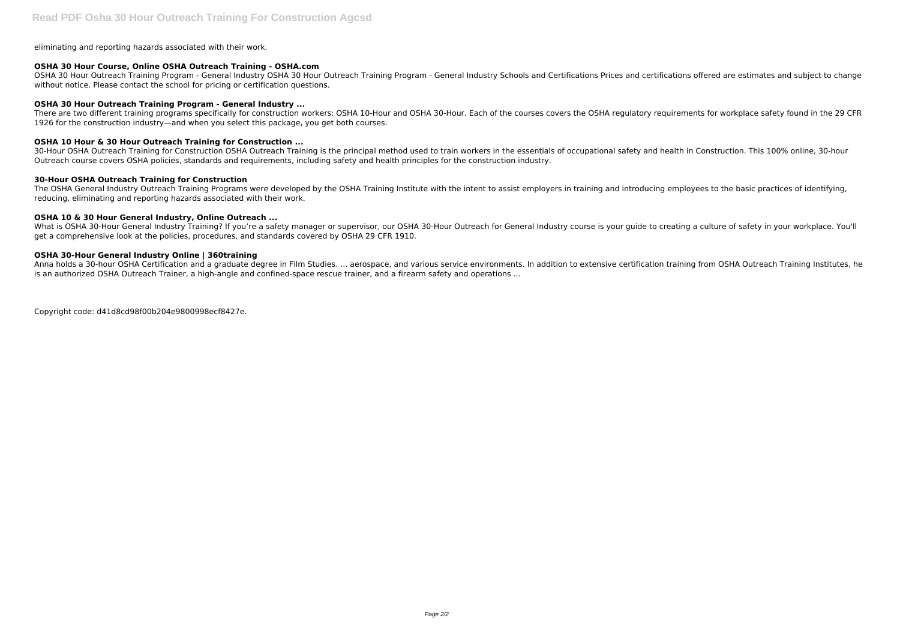eliminating and reporting hazards associated with their work.

### OSHA 30 Hour Course, Online OSHA Outreach Training - OSHA.com

OSHA 30 Hour Outreach Training Program - General Industry OSHA 30 Hour Outreach Training Program - General Industry Schools and Certifications Prices and certifications offered are estimates and subject to change without notice. Please contact the school for pricing or certification questions.

### OSHA 30 Hour Outreach Training Program - General Industry ...

There are two different training programs specifically for construction workers: OSHA 10-Hour and OSHA 30-Hour. Each of the courses covers the OSHA regulatory requirements for workplace safety found in the 29 CFR 1926 for the construction industry—and when you select this package, you get both courses.

### OSHA 10 Hour & 30 Hour Outreach Training for Construction ...

30-Hour OSHA Outreach Training for Construction OSHA Outreach Training is the principal method used to train workers in the essentials of occupational safety and health in Construction. This 100% online, 30-hour Outreach course covers OSHA policies, standards and requirements, including safety and health principles for the construction industry.

### 30-Hour OSHA Outreach Training for Construction

The OSHA General Industry Outreach Training Programs were developed by the OSHA Training Institute with the intent to assist employers in training and introducing employees to the basic practices of identifying, reducing, eliminating and reporting hazards associated with their work.

### OSHA 10 & 30 Hour General Industry, Online Outreach ...

What is OSHA 30-Hour General Industry Training? If you're a safety manager or supervisor, our OSHA 30-Hour Outreach for General Industry course is your guide to creating a culture of safety in your workplace. You'll get a comprehensive look at the policies, procedures, and standards covered by OSHA 29 CFR 1910.

### OSHA 30-Hour General Industry Online | 360training

Anna holds a 30-hour OSHA Certification and a graduate degree in Film Studies. ... aerospace, and various service environments. In addition to extensive certification training from OSHA Outreach Training Institutes, he is an authorized OSHA Outreach Trainer, a high-angle and confined-space rescue trainer, and a firearm safety and operations ...

Copyright code: d41d8cd98f00b204e9800998ecf8427e.